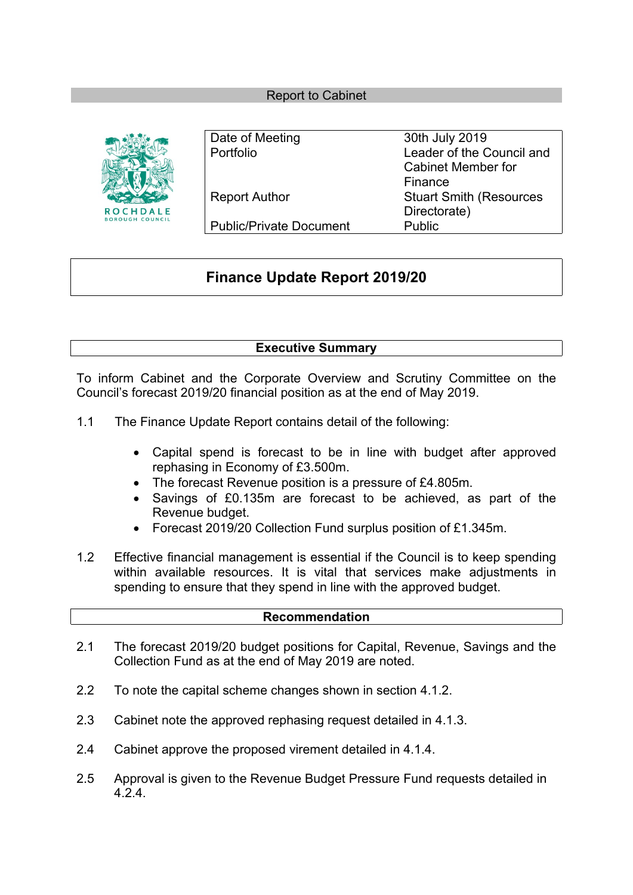Report to Cabinet

ROCHDALE BOROUGH COUNCIL

| Date of Meeting | 30th July 2019 |
|---|---|
| Portfolio | Leader of the Council and Cabinet Member for Finance |
| Report Author | Stuart Smith (Resources Directorate) |
| Public/Private Document | Public |

# Finance Update Report 2019/20

## Executive Summary

To inform Cabinet and the Corporate Overview and Scrutiny Committee on the Council's forecast 2019/20 financial position as at the end of May 2019.

1.1 The Finance Update Report contains detail of the following:

- Capital spend is forecast to be in line with budget after approved rephasing in Economy of £3.500m.
- The forecast Revenue position is a pressure of £4.805m.
- Savings of £0.135m are forecast to be achieved, as part of the Revenue budget.
- Forecast 2019/20 Collection Fund surplus position of £1.345m.

1.2 Effective financial management is essential if the Council is to keep spending within available resources. It is vital that services make adjustments in spending to ensure that they spend in line with the approved budget.

## Recommendation

2.1 The forecast 2019/20 budget positions for Capital, Revenue, Savings and the Collection Fund as at the end of May 2019 are noted.

2.2 To note the capital scheme changes shown in section 4.1.2.

2.3 Cabinet note the approved rephasing request detailed in 4.1.3.

2.4 Cabinet approve the proposed virement detailed in 4.1.4.

2.5 Approval is given to the Revenue Budget Pressure Fund requests detailed in 4.2.4.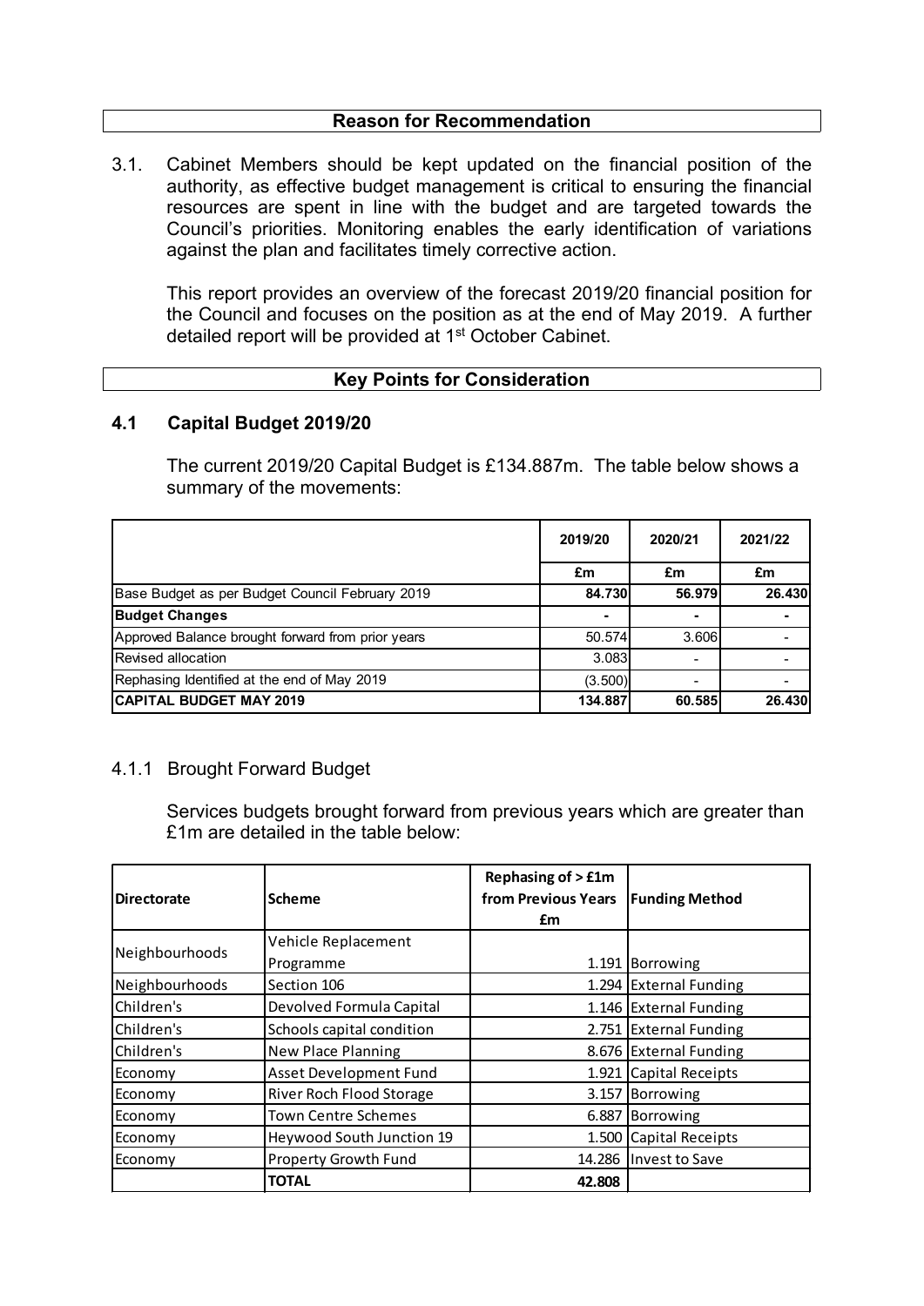## Reason for Recommendation

3.1. Cabinet Members should be kept updated on the financial position of the authority, as effective budget management is critical to ensuring the financial resources are spent in line with the budget and are targeted towards the Council's priorities. Monitoring enables the early identification of variations against the plan and facilitates timely corrective action.

This report provides an overview of the forecast 2019/20 financial position for the Council and focuses on the position as at the end of May 2019. A further detailed report will be provided at 1st October Cabinet.

## Key Points for Consideration

### 4.1 Capital Budget 2019/20

The current 2019/20 Capital Budget is £134.887m. The table below shows a summary of the movements:

| | 2019/20 | 2020/21 | 2021/22 |
|---|---|---|---|
| | £m | £m | £m |
| Base Budget as per Budget Council February 2019 | **84.730** | **56.979** | **26.430** |
| **Budget Changes** | - | - | - |
| Approved Balance brought forward from prior years | 50.574 | 3.606 | - |
| Revised allocation | 3.083 | - | - |
| Rephasing Identified at the end of May 2019 | (3.500) | - | - |
| **CAPITAL BUDGET MAY 2019** | **134.887** | **60.585** | **26.430** |

4.1.1 Brought Forward Budget

Services budgets brought forward from previous years which are greater than £1m are detailed in the table below:

| Directorate | Scheme | Rephasing of > £1m from Previous Years £m | Funding Method |
|---|---|---|---|
| Neighbourhoods | Vehicle Replacement Programme | 1.191 | Borrowing |
| Neighbourhoods | Section 106 | 1.294 | External Funding |
| Children's | Devolved Formula Capital | 1.146 | External Funding |
| Children's | Schools capital condition | 2.751 | External Funding |
| Children's | New Place Planning | 8.676 | External Funding |
| Economy | Asset Development Fund | 1.921 | Capital Receipts |
| Economy | River Roch Flood Storage | 3.157 | Borrowing |
| Economy | Town Centre Schemes | 6.887 | Borrowing |
| Economy | Heywood South Junction 19 | 1.500 | Capital Receipts |
| Economy | Property Growth Fund | 14.286 | Invest to Save |
| | **TOTAL** | **42.808** | |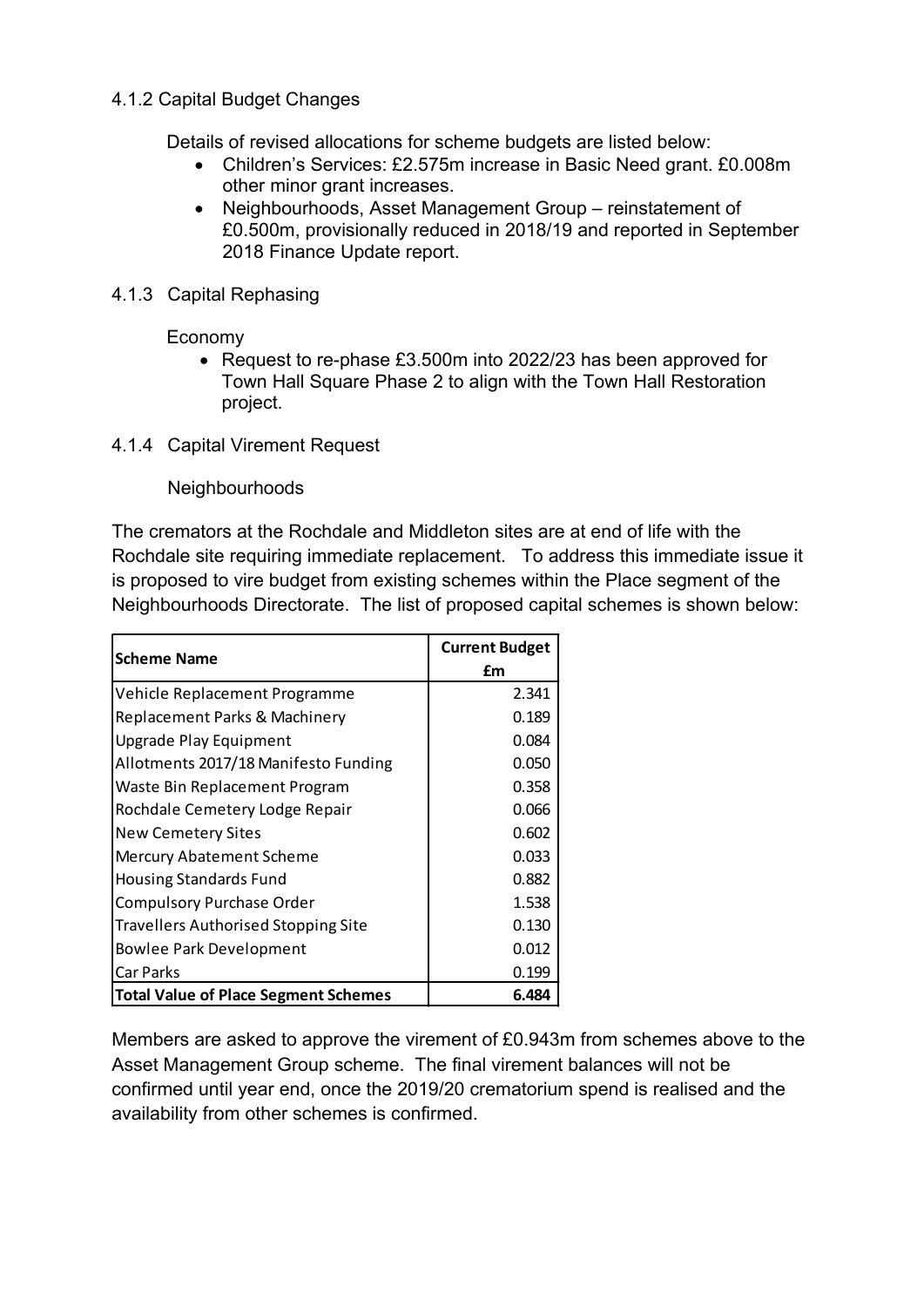4.1.2 Capital Budget Changes

Details of revised allocations for scheme budgets are listed below:

- Children's Services: £2.575m increase in Basic Need grant. £0.008m other minor grant increases.
- Neighbourhoods, Asset Management Group – reinstatement of £0.500m, provisionally reduced in 2018/19 and reported in September 2018 Finance Update report.

4.1.3 Capital Rephasing

Economy

- Request to re-phase £3.500m into 2022/23 has been approved for Town Hall Square Phase 2 to align with the Town Hall Restoration project.

4.1.4 Capital Virement Request

Neighbourhoods

The cremators at the Rochdale and Middleton sites are at end of life with the Rochdale site requiring immediate replacement. To address this immediate issue it is proposed to vire budget from existing schemes within the Place segment of the Neighbourhoods Directorate. The list of proposed capital schemes is shown below:

| Scheme Name | Current Budget £m |
|---|---|
| Vehicle Replacement Programme | 2.341 |
| Replacement Parks & Machinery | 0.189 |
| Upgrade Play Equipment | 0.084 |
| Allotments 2017/18 Manifesto Funding | 0.050 |
| Waste Bin Replacement Program | 0.358 |
| Rochdale Cemetery Lodge Repair | 0.066 |
| New Cemetery Sites | 0.602 |
| Mercury Abatement Scheme | 0.033 |
| Housing Standards Fund | 0.882 |
| Compulsory Purchase Order | 1.538 |
| Travellers Authorised Stopping Site | 0.130 |
| Bowlee Park Development | 0.012 |
| Car Parks | 0.199 |
| **Total Value of Place Segment Schemes** | **6.484** |

Members are asked to approve the virement of £0.943m from schemes above to the Asset Management Group scheme. The final virement balances will not be confirmed until year end, once the 2019/20 crematorium spend is realised and the availability from other schemes is confirmed.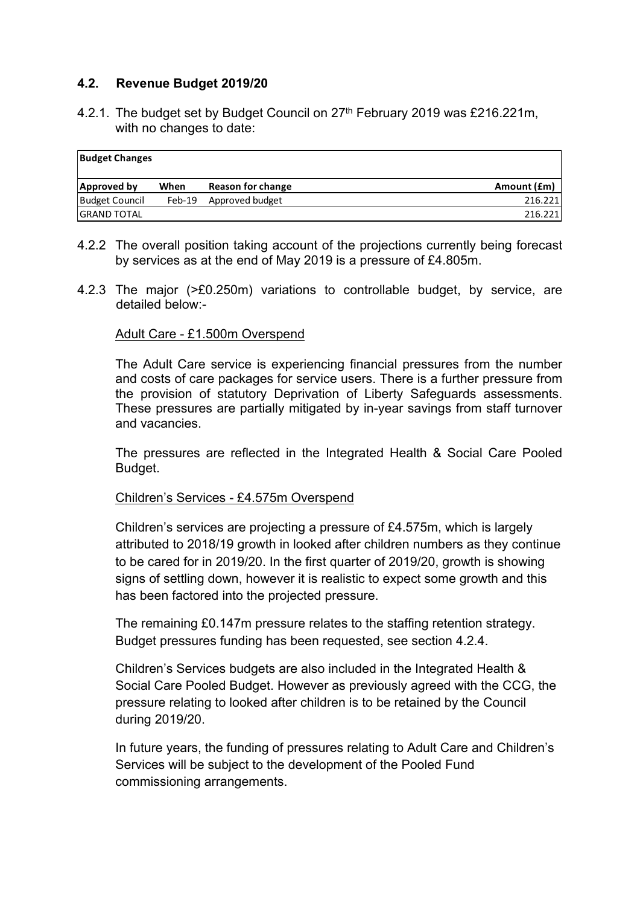### 4.2. Revenue Budget 2019/20

4.2.1. The budget set by Budget Council on 27th February 2019 was £216.221m, with no changes to date:

| **Budget Changes** | | | |
|---|---|---|---|
| **Approved by** | **When** | **Reason for change** | **Amount (£m)** |
| Budget Council | Feb-19 | Approved budget | 216.221 |
| GRAND TOTAL | | | 216.221 |

4.2.2 The overall position taking account of the projections currently being forecast by services as at the end of May 2019 is a pressure of £4.805m.

4.2.3 The major (>£0.250m) variations to controllable budget, by service, are detailed below:-

Adult Care - £1.500m Overspend

The Adult Care service is experiencing financial pressures from the number and costs of care packages for service users. There is a further pressure from the provision of statutory Deprivation of Liberty Safeguards assessments. These pressures are partially mitigated by in-year savings from staff turnover and vacancies.

The pressures are reflected in the Integrated Health & Social Care Pooled Budget.

Children's Services - £4.575m Overspend

Children's services are projecting a pressure of £4.575m, which is largely attributed to 2018/19 growth in looked after children numbers as they continue to be cared for in 2019/20. In the first quarter of 2019/20, growth is showing signs of settling down, however it is realistic to expect some growth and this has been factored into the projected pressure.

The remaining £0.147m pressure relates to the staffing retention strategy. Budget pressures funding has been requested, see section 4.2.4.

Children's Services budgets are also included in the Integrated Health & Social Care Pooled Budget. However as previously agreed with the CCG, the pressure relating to looked after children is to be retained by the Council during 2019/20.

In future years, the funding of pressures relating to Adult Care and Children's Services will be subject to the development of the Pooled Fund commissioning arrangements.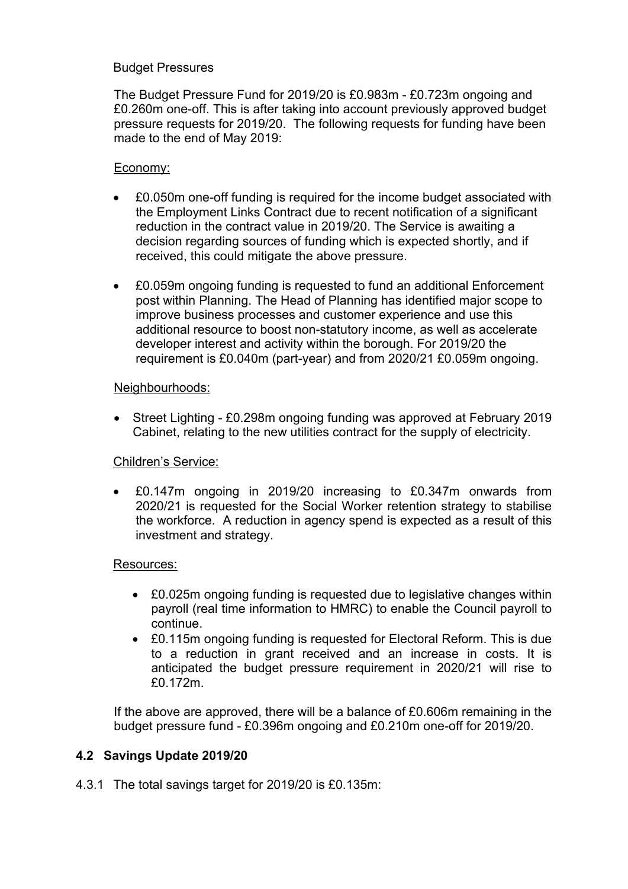Budget Pressures

The Budget Pressure Fund for 2019/20 is £0.983m - £0.723m ongoing and £0.260m one-off. This is after taking into account previously approved budget pressure requests for 2019/20. The following requests for funding have been made to the end of May 2019:

Economy:

- £0.050m one-off funding is required for the income budget associated with the Employment Links Contract due to recent notification of a significant reduction in the contract value in 2019/20. The Service is awaiting a decision regarding sources of funding which is expected shortly, and if received, this could mitigate the above pressure.
- £0.059m ongoing funding is requested to fund an additional Enforcement post within Planning. The Head of Planning has identified major scope to improve business processes and customer experience and use this additional resource to boost non-statutory income, as well as accelerate developer interest and activity within the borough. For 2019/20 the requirement is £0.040m (part-year) and from 2020/21 £0.059m ongoing.

Neighbourhoods:

- Street Lighting - £0.298m ongoing funding was approved at February 2019 Cabinet, relating to the new utilities contract for the supply of electricity.

Children's Service:

- £0.147m ongoing in 2019/20 increasing to £0.347m onwards from 2020/21 is requested for the Social Worker retention strategy to stabilise the workforce. A reduction in agency spend is expected as a result of this investment and strategy.

Resources:

- £0.025m ongoing funding is requested due to legislative changes within payroll (real time information to HMRC) to enable the Council payroll to continue.
- £0.115m ongoing funding is requested for Electoral Reform. This is due to a reduction in grant received and an increase in costs. It is anticipated the budget pressure requirement in 2020/21 will rise to £0.172m.

If the above are approved, there will be a balance of £0.606m remaining in the budget pressure fund - £0.396m ongoing and £0.210m one-off for 2019/20.

## 4.2 Savings Update 2019/20

4.3.1 The total savings target for 2019/20 is £0.135m: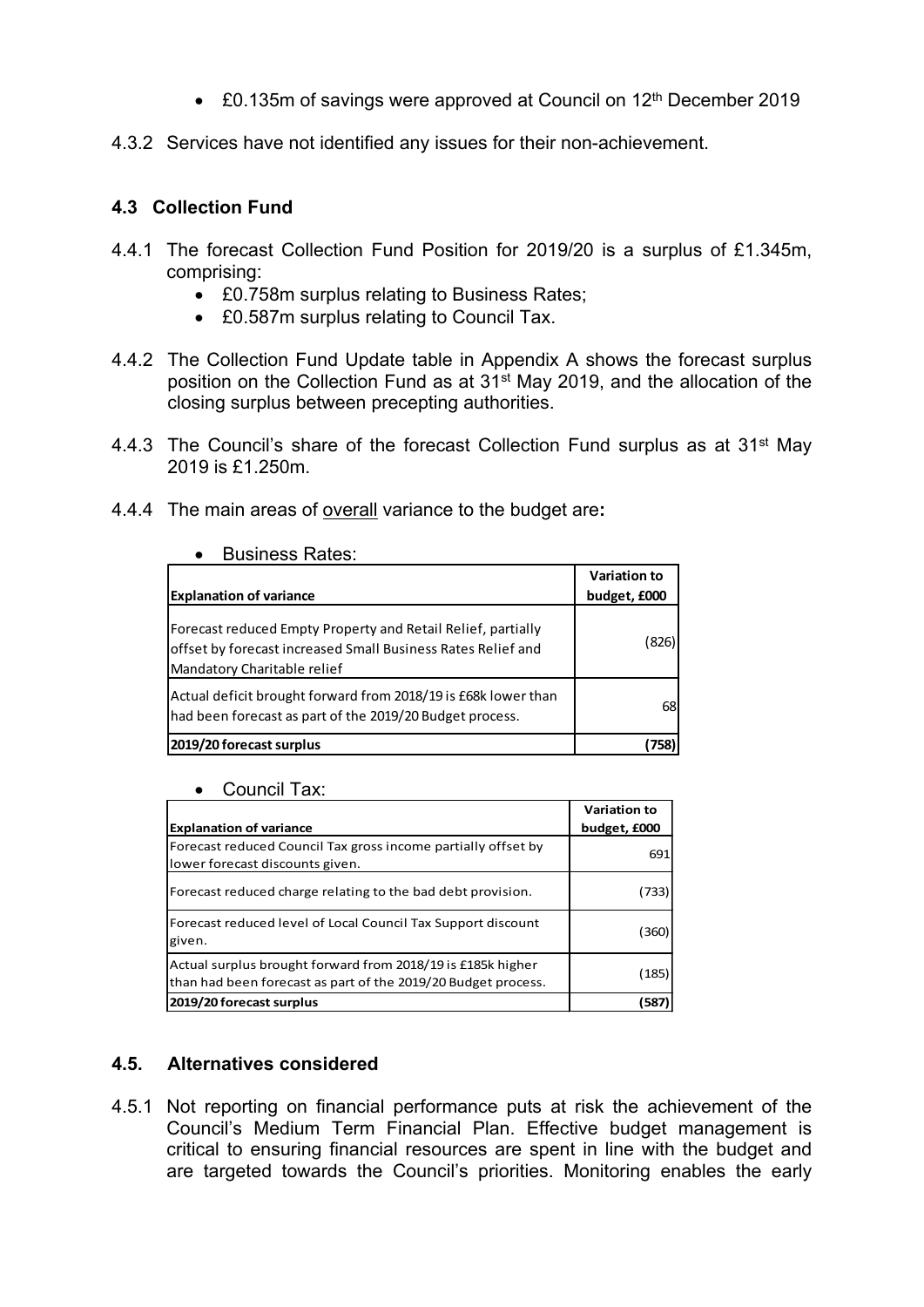- £0.135m of savings were approved at Council on 12th December 2019

4.3.2 Services have not identified any issues for their non-achievement.

### 4.3 Collection Fund

4.4.1 The forecast Collection Fund Position for 2019/20 is a surplus of £1.345m, comprising:

- £0.758m surplus relating to Business Rates;
- £0.587m surplus relating to Council Tax.

4.4.2 The Collection Fund Update table in Appendix A shows the forecast surplus position on the Collection Fund as at 31st May 2019, and the allocation of the closing surplus between precepting authorities.

4.4.3 The Council's share of the forecast Collection Fund surplus as at 31st May 2019 is £1.250m.

4.4.4 The main areas of overall variance to the budget are**:**

- Business Rates:

| Explanation of variance | Variation to budget, £000 |
|---|---|
| Forecast reduced Empty Property and Retail Relief, partially offset by forecast increased Small Business Rates Relief and Mandatory Charitable relief | (826) |
| Actual deficit brought forward from 2018/19 is £68k lower than had been forecast as part of the 2019/20 Budget process. | 68 |
| **2019/20 forecast surplus** | **(758)** |

- Council Tax:

| Explanation of variance | Variation to budget, £000 |
|---|---|
| Forecast reduced Council Tax gross income partially offset by lower forecast discounts given. | 691 |
| Forecast reduced charge relating to the bad debt provision. | (733) |
| Forecast reduced level of Local Council Tax Support discount given. | (360) |
| Actual surplus brought forward from 2018/19 is £185k higher than had been forecast as part of the 2019/20 Budget process. | (185) |
| **2019/20 forecast surplus** | **(587)** |

### 4.5. Alternatives considered

4.5.1 Not reporting on financial performance puts at risk the achievement of the Council's Medium Term Financial Plan. Effective budget management is critical to ensuring financial resources are spent in line with the budget and are targeted towards the Council's priorities. Monitoring enables the early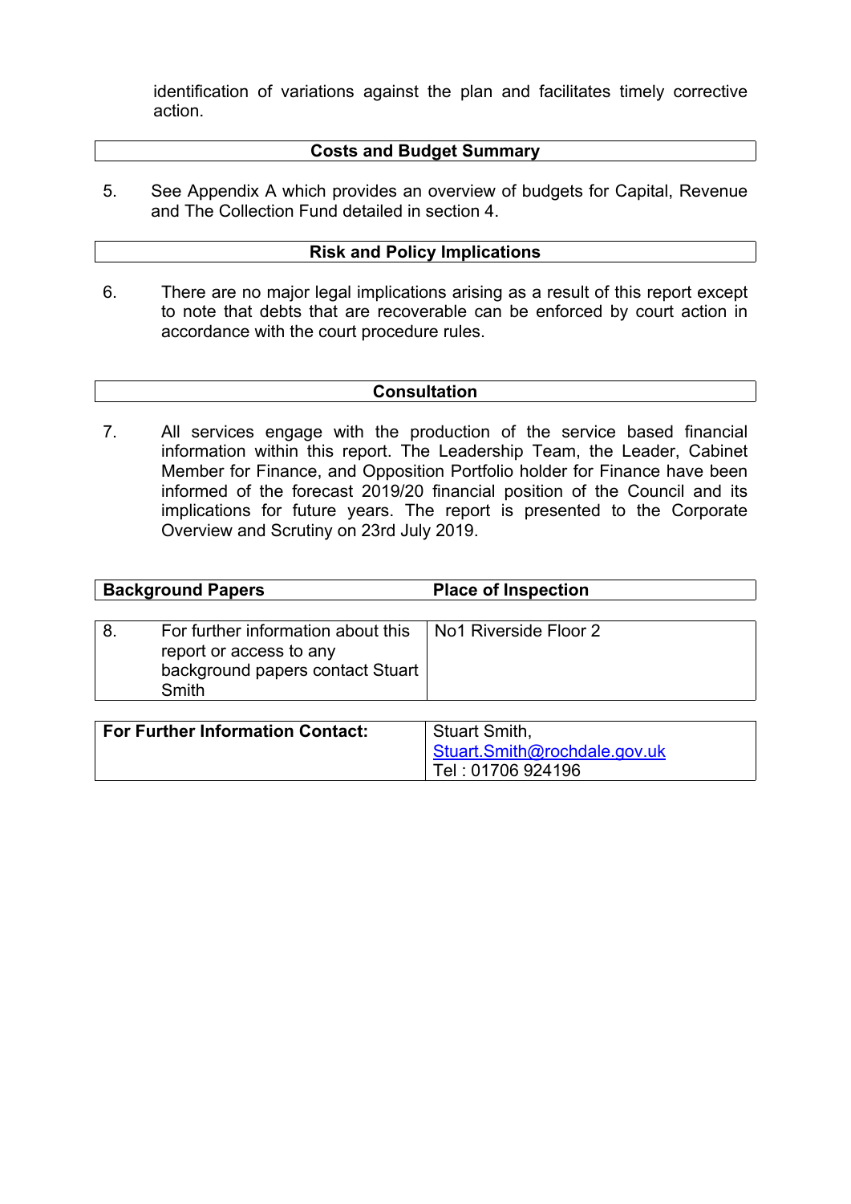identification of variations against the plan and facilitates timely corrective action.

## Costs and Budget Summary

5. See Appendix A which provides an overview of budgets for Capital, Revenue and The Collection Fund detailed in section 4.

## Risk and Policy Implications

6. There are no major legal implications arising as a result of this report except to note that debts that are recoverable can be enforced by court action in accordance with the court procedure rules.

## Consultation

7. All services engage with the production of the service based financial information within this report. The Leadership Team, the Leader, Cabinet Member for Finance, and Opposition Portfolio holder for Finance have been informed of the forecast 2019/20 financial position of the Council and its implications for future years. The report is presented to the Corporate Overview and Scrutiny on 23rd July 2019.

| **Background Papers** | **Place of Inspection** |
| --- | --- |
| 8. For further information about this report or access to any background papers contact Stuart Smith | No1 Riverside Floor 2 |

| | |
| --- | --- |
| **For Further Information Contact:** | Stuart Smith, Stuart.Smith@rochdale.gov.uk Tel : 01706 924196 |